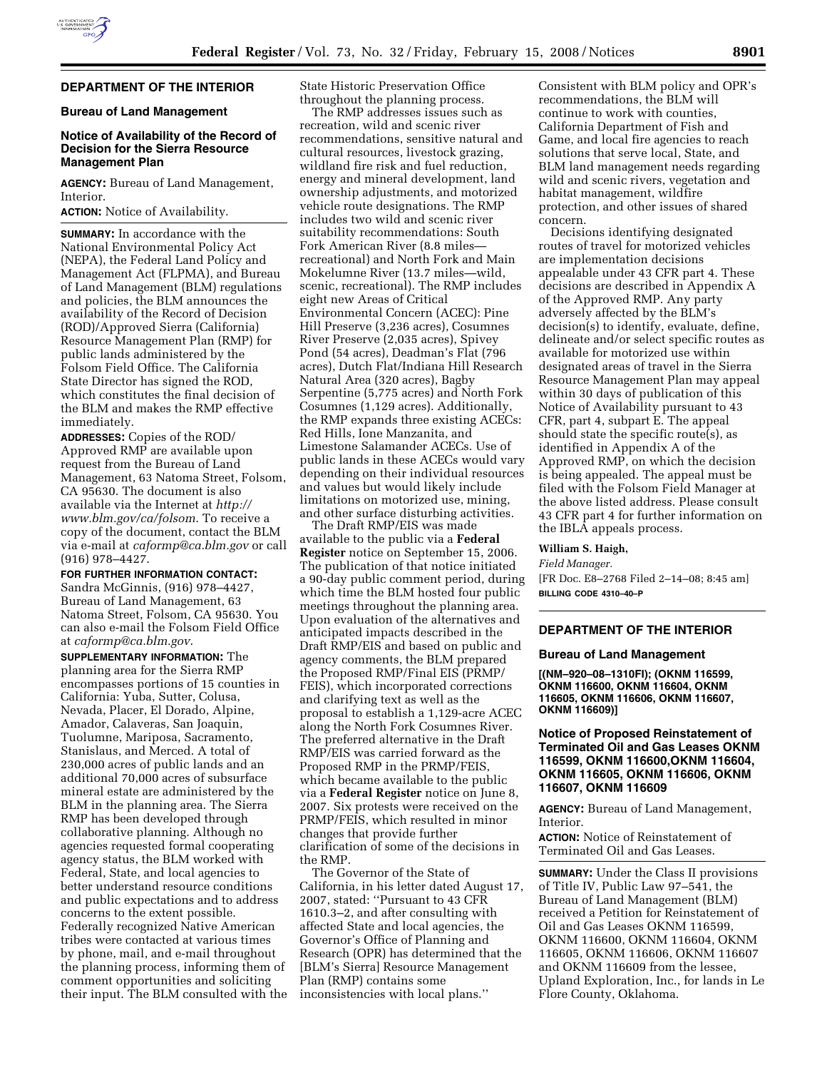## DEPARTMENT OF THE INTERIOR

### Bureau of Land Management

### Notice of Availability of the Record of Decision for the Sierra Resource Management Plan

**AGENCY:** Bureau of Land Management, Interior.

**ACTION:** Notice of Availability.

**SUMMARY:** In accordance with the National Environmental Policy Act (NEPA), the Federal Land Policy and Management Act (FLPMA), and Bureau of Land Management (BLM) regulations and policies, the BLM announces the availability of the Record of Decision (ROD)/Approved Sierra (California) Resource Management Plan (RMP) for public lands administered by the Folsom Field Office. The California State Director has signed the ROD, which constitutes the final decision of the BLM and makes the RMP effective immediately.

**ADDRESSES:** Copies of the ROD/Approved RMP are available upon request from the Bureau of Land Management, 63 Natoma Street, Folsom, CA 95630. The document is also available via the Internet at *http://www.blm.gov/ca/folsom.* To receive a copy of the document, contact the BLM via e-mail at *caformp@ca.blm.gov* or call (916) 978–4427.

**FOR FURTHER INFORMATION CONTACT:** Sandra McGinnis, (916) 978–4427, Bureau of Land Management, 63 Natoma Street, Folsom, CA 95630. You can also e-mail the Folsom Field Office at *caformp@ca.blm.gov*.

**SUPPLEMENTARY INFORMATION:** The planning area for the Sierra RMP encompasses portions of 15 counties in California: Yuba, Sutter, Colusa, Nevada, Placer, El Dorado, Alpine, Amador, Calaveras, San Joaquin, Tuolumne, Mariposa, Sacramento, Stanislaus, and Merced. A total of 230,000 acres of public lands and an additional 70,000 acres of subsurface mineral estate are administered by the BLM in the planning area. The Sierra RMP has been developed through collaborative planning. Although no agencies requested formal cooperating agency status, the BLM worked with Federal, State, and local agencies to better understand resource conditions and public expectations and to address concerns to the extent possible. Federally recognized Native American tribes were contacted at various times by phone, mail, and e-mail throughout the planning process, informing them of comment opportunities and soliciting their input. The BLM consulted with the State Historic Preservation Office throughout the planning process.

The RMP addresses issues such as recreation, wild and scenic river recommendations, sensitive natural and cultural resources, livestock grazing, wildland fire risk and fuel reduction, energy and mineral development, land ownership adjustments, and motorized vehicle route designations. The RMP includes two wild and scenic river suitability recommendations: South Fork American River (8.8 miles—recreational) and North Fork and Main Mokelumne River (13.7 miles—wild, scenic, recreational). The RMP includes eight new Areas of Critical Environmental Concern (ACEC): Pine Hill Preserve (3,236 acres), Cosumnes River Preserve (2,035 acres), Spivey Pond (54 acres), Deadman's Flat (796 acres), Dutch Flat/Indiana Hill Research Natural Area (320 acres), Bagby Serpentine (5,775 acres) and North Fork Cosumnes (1,129 acres). Additionally, the RMP expands three existing ACECs: Red Hills, Ione Manzanita, and Limestone Salamander ACECs. Use of public lands in these ACECs would vary depending on their individual resources and values but would likely include limitations on motorized use, mining, and other surface disturbing activities.

The Draft RMP/EIS was made available to the public via a **Federal Register** notice on September 15, 2006. The publication of that notice initiated a 90-day public comment period, during which time the BLM hosted four public meetings throughout the planning area. Upon evaluation of the alternatives and anticipated impacts described in the Draft RMP/EIS and based on public and agency comments, the BLM prepared the Proposed RMP/Final EIS (PRMP/FEIS), which incorporated corrections and clarifying text as well as the proposal to establish a 1,129-acre ACEC along the North Fork Cosumnes River. The preferred alternative in the Draft RMP/EIS was carried forward as the Proposed RMP in the PRMP/FEIS, which became available to the public via a **Federal Register** notice on June 8, 2007. Six protests were received on the PRMP/FEIS, which resulted in minor changes that provide further clarification of some of the decisions in the RMP.

The Governor of the State of California, in his letter dated August 17, 2007, stated: ''Pursuant to 43 CFR 1610.3–2, and after consulting with affected State and local agencies, the Governor's Office of Planning and Research (OPR) has determined that the [BLM's Sierra] Resource Management Plan (RMP) contains some inconsistencies with local plans.'' Consistent with BLM policy and OPR's recommendations, the BLM will continue to work with counties, California Department of Fish and Game, and local fire agencies to reach solutions that serve local, State, and BLM land management needs regarding wild and scenic rivers, vegetation and habitat management, wildfire protection, and other issues of shared concern.

Decisions identifying designated routes of travel for motorized vehicles are implementation decisions appealable under 43 CFR part 4. These decisions are described in Appendix A of the Approved RMP. Any party adversely affected by the BLM's decision(s) to identify, evaluate, define, delineate and/or select specific routes as available for motorized use within designated areas of travel in the Sierra Resource Management Plan may appeal within 30 days of publication of this Notice of Availability pursuant to 43 CFR, part 4, subpart E. The appeal should state the specific route(s), as identified in Appendix A of the Approved RMP, on which the decision is being appealed. The appeal must be filed with the Folsom Field Manager at the above listed address. Please consult 43 CFR part 4 for further information on the IBLA appeals process.

**William S. Haigh,**

*Field Manager.*

[FR Doc. E8–2768 Filed 2–14–08; 8:45 am]

**BILLING CODE 4310–40–P**

## DEPARTMENT OF THE INTERIOR

### Bureau of Land Management

**[(NM–920–08–1310FI); (OKNM 116599, OKNM 116600, OKNM 116604, OKNM 116605, OKNM 116606, OKNM 116607, OKNM 116609)]**

### Notice of Proposed Reinstatement of Terminated Oil and Gas Leases OKNM 116599, OKNM 116600,OKNM 116604, OKNM 116605, OKNM 116606, OKNM 116607, OKNM 116609

**AGENCY:** Bureau of Land Management, Interior.

**ACTION:** Notice of Reinstatement of Terminated Oil and Gas Leases.

**SUMMARY:** Under the Class II provisions of Title IV, Public Law 97–541, the Bureau of Land Management (BLM) received a Petition for Reinstatement of Oil and Gas Leases OKNM 116599, OKNM 116600, OKNM 116604, OKNM 116605, OKNM 116606, OKNM 116607 and OKNM 116609 from the lessee, Upland Exploration, Inc., for lands in Le Flore County, Oklahoma.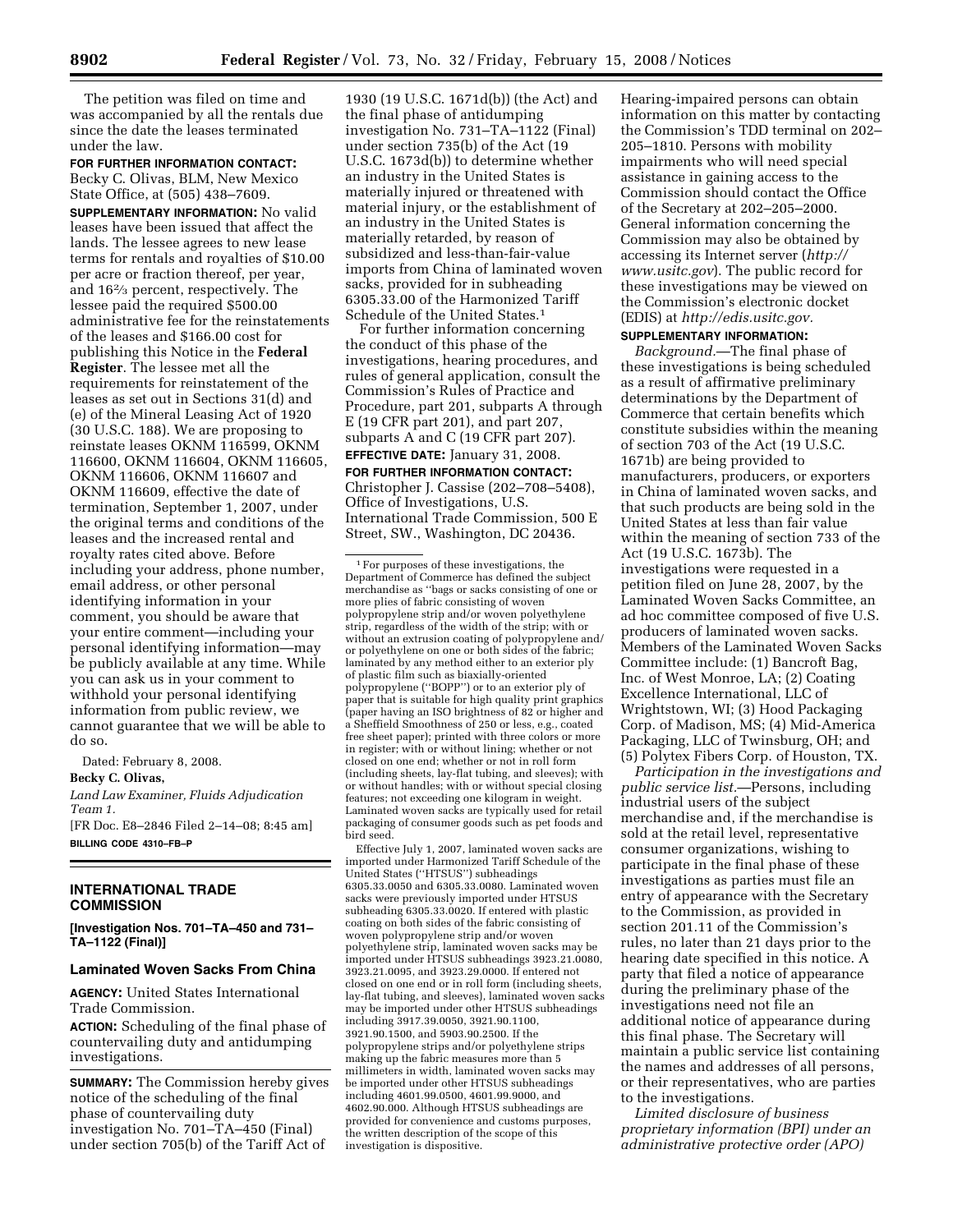The petition was filed on time and was accompanied by all the rentals due since the date the leases terminated under the law.

**FOR FURTHER INFORMATION CONTACT:** Becky C. Olivas, BLM, New Mexico State Office, at (505) 438–7609.

**SUPPLEMENTARY INFORMATION:** No valid leases have been issued that affect the lands. The lessee agrees to new lease terms for rentals and royalties of $10.00 per acre or fraction thereof, per year, and 16⅔ percent, respectively. The lessee paid the required $500.00 administrative fee for the reinstatements of the leases and $166.00 cost for publishing this Notice in the **Federal Register**. The lessee met all the requirements for reinstatement of the leases as set out in Sections 31(d) and (e) of the Mineral Leasing Act of 1920 (30 U.S.C. 188). We are proposing to reinstate leases OKNM 116599, OKNM 116600, OKNM 116604, OKNM 116605, OKNM 116606, OKNM 116607 and OKNM 116609, effective the date of termination, September 1, 2007, under the original terms and conditions of the leases and the increased rental and royalty rates cited above. Before including your address, phone number, email address, or other personal identifying information in your comment, you should be aware that your entire comment—including your personal identifying information—may be publicly available at any time. While you can ask us in your comment to withhold your personal identifying information from public review, we cannot guarantee that we will be able to do so.

Dated: February 8, 2008.

**Becky C. Olivas,**

*Land Law Examiner, Fluids Adjudication Team 1.*

[FR Doc. E8–2846 Filed 2–14–08; 8:45 am]

**BILLING CODE 4310–FB–P**

## INTERNATIONAL TRADE COMMISSION

**[Investigation Nos. 701–TA–450 and 731–TA–1122 (Final)]**

### Laminated Woven Sacks From China

**AGENCY:** United States International Trade Commission.

**ACTION:** Scheduling of the final phase of countervailing duty and antidumping investigations.

**SUMMARY:** The Commission hereby gives notice of the scheduling of the final phase of countervailing duty investigation No. 701–TA–450 (Final) under section 705(b) of the Tariff Act of 1930 (19 U.S.C. 1671d(b)) (the Act) and the final phase of antidumping investigation No. 731–TA–1122 (Final) under section 735(b) of the Act (19 U.S.C. 1673d(b)) to determine whether an industry in the United States is materially injured or threatened with material injury, or the establishment of an industry in the United States is materially retarded, by reason of subsidized and less-than-fair-value imports from China of laminated woven sacks, provided for in subheading 6305.33.00 of the Harmonized Tariff Schedule of the United States.[1]

For further information concerning the conduct of this phase of the investigations, hearing procedures, and rules of general application, consult the Commission's Rules of Practice and Procedure, part 201, subparts A through E (19 CFR part 201), and part 207, subparts A and C (19 CFR part 207).

**EFFECTIVE DATE:** January 31, 2008.

**FOR FURTHER INFORMATION CONTACT:** Christopher J. Cassise (202–708–5408), Office of Investigations, U.S. International Trade Commission, 500 E Street, SW., Washington, DC 20436. Hearing-impaired persons can obtain information on this matter by contacting the Commission's TDD terminal on 202–205–1810. Persons with mobility impairments who will need special assistance in gaining access to the Commission should contact the Office of the Secretary at 202–205–2000. General information concerning the Commission may also be obtained by accessing its Internet server (*http://www.usitc.gov*). The public record for these investigations may be viewed on the Commission's electronic docket (EDIS) at *http://edis.usitc.gov.*

**SUPPLEMENTARY INFORMATION:**

*Background.*—The final phase of these investigations is being scheduled as a result of affirmative preliminary determinations by the Department of Commerce that certain benefits which constitute subsidies within the meaning of section 703 of the Act (19 U.S.C. 1671b) are being provided to manufacturers, producers, or exporters in China of laminated woven sacks, and that such products are being sold in the United States at less than fair value within the meaning of section 733 of the Act (19 U.S.C. 1673b). The investigations were requested in a petition filed on June 28, 2007, by the Laminated Woven Sacks Committee, an ad hoc committee composed of five U.S. producers of laminated woven sacks. Members of the Laminated Woven Sacks Committee include: (1) Bancroft Bag, Inc. of West Monroe, LA; (2) Coating Excellence International, LLC of Wrightstown, WI; (3) Hood Packaging Corp. of Madison, MS; (4) Mid-America Packaging, LLC of Twinsburg, OH; and (5) Polytex Fibers Corp. of Houston, TX.

*Participation in the investigations and public service list.*—Persons, including industrial users of the subject merchandise and, if the merchandise is sold at the retail level, representative consumer organizations, wishing to participate in the final phase of these investigations as parties must file an entry of appearance with the Secretary to the Commission, as provided in section 201.11 of the Commission's rules, no later than 21 days prior to the hearing date specified in this notice. A party that filed a notice of appearance during the preliminary phase of the investigations need not file an additional notice of appearance during this final phase. The Secretary will maintain a public service list containing the names and addresses of all persons, or their representatives, who are parties to the investigations.

*Limited disclosure of business proprietary information (BPI) under an administrative protective order (APO)*

---

[1] For purposes of these investigations, the Department of Commerce has defined the subject merchandise as "bags or sacks consisting of one or more plies of fabric consisting of woven polypropylene strip and/or woven polyethylene strip, regardless of the width of the strip; with or without an extrusion coating of polypropylene and/or polyethylene on one or both sides of the fabric; laminated by any method either to an exterior ply of plastic film such as biaxially-oriented polypropylene ("BOPP") or to an exterior ply of paper that is suitable for high quality print graphics (paper having an ISO brightness of 82 or higher and a Sheffield Smoothness of 250 or less, e.g., coated free sheet paper); printed with three colors or more in register; with or without lining; whether or not closed on one end; whether or not in roll form (including sheets, lay-flat tubing, and sleeves); with or without handles; with or without special closing features; not exceeding one kilogram in weight. Laminated woven sacks are typically used for retail packaging of consumer goods such as pet foods and bird seed.

Effective July 1, 2007, laminated woven sacks are imported under Harmonized Tariff Schedule of the United States ("HTSUS") subheadings 6305.33.0050 and 6305.33.0080. Laminated woven sacks were previously imported under HTSUS subheading 6305.33.0020. If entered with plastic coating on both sides of the fabric consisting of woven polypropylene strip and/or woven polyethylene strip, laminated woven sacks may be imported under HTSUS subheadings 3923.21.0080, 3923.21.0095, and 3923.29.0000. If entered not closed on one end or in roll form (including sheets, lay-flat tubing, and sleeves), laminated woven sacks may be imported under other HTSUS subheadings including 3917.39.0050, 3921.90.1100, 3921.90.1500, and 5903.90.2500. If the polypropylene strips and/or polyethylene strips making up the fabric measures more than 5 millimeters in width, laminated woven sacks may be imported under other HTSUS subheadings including 4601.99.0500, 4601.99.9000, and 4602.90.000. Although HTSUS subheadings are provided for convenience and customs purposes, the written description of the scope of this investigation is dispositive.